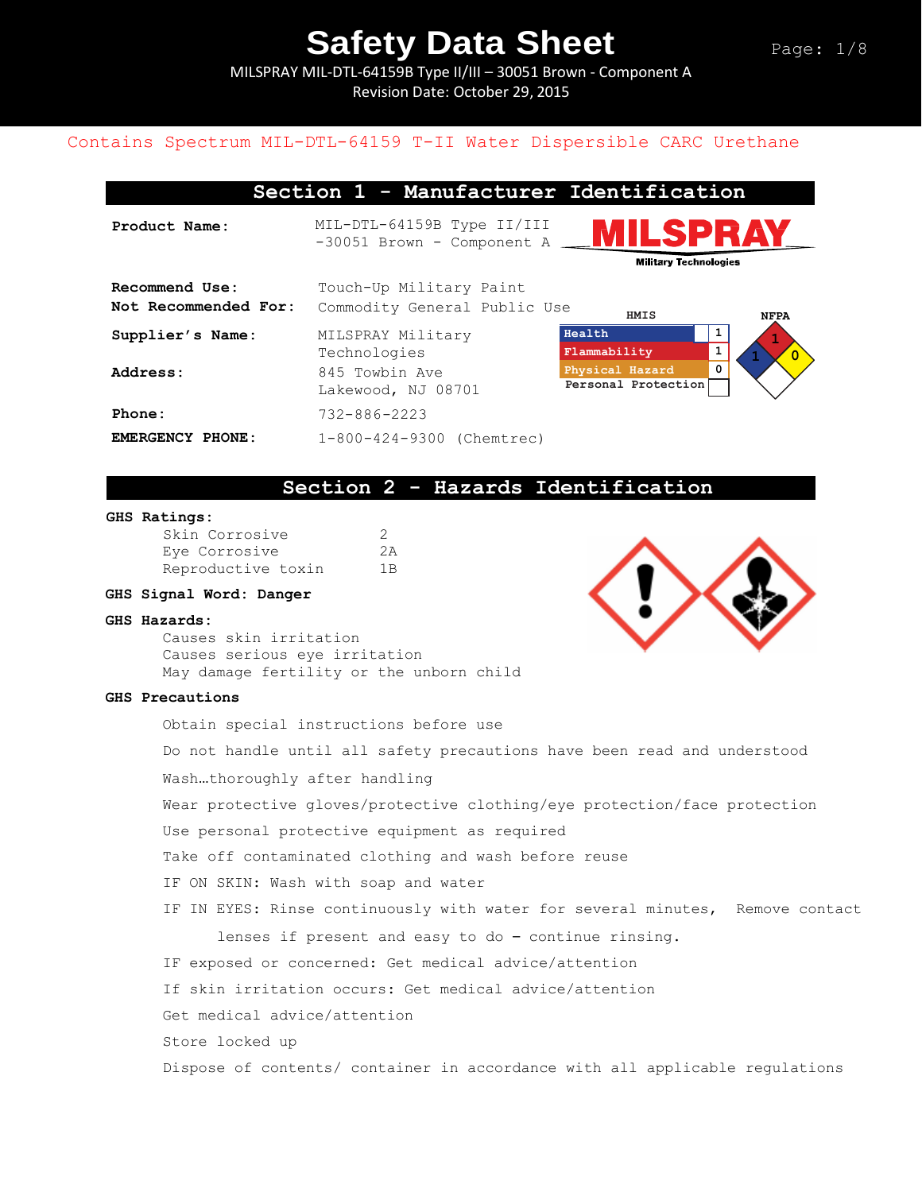# Safety Data Sheet

MILSPRAY MIL-DTL-64159B Type II/III – 30051 Brown - Component A

Revision Date: October 29, 2015

Contains Spectrum MIL-DTL-64159 T-II Water Dispersible CARC Urethane

## Section 1 - Manufacturer Identification

**Product Name:** MIL-DTL-64159B Type II/III -30051 Brown - Component A

**Recommend Use:** Touch-Up Military Paint

**Not Recommended For:** Commodity General Public Use

**Supplier's Name:** MILSPRAY Military Technologies

**Address:** 845 Towbin Ave Lakewood, NJ 08701

**Phone:** 732-886-2223

**EMERGENCY PHONE:** 1-800-424-9300 (Chemtrec)

| HMIS | |
|---|---|
| Health | 1 |
| Flammability | 1 |
| Physical Hazard | 0 |
| Personal Protection | |

NFPA: Health 1, Flammability 1, Instability 0

## Section 2 - Hazards Identification

**GHS Ratings:**

| | |
|---|---|
| Skin Corrosive | 2 |
| Eye Corrosive | 2A |
| Reproductive toxin | 1B |

**GHS Signal Word: Danger**

**GHS Hazards:**

Causes skin irritation
Causes serious eye irritation
May damage fertility or the unborn child

**GHS Precautions**

Obtain special instructions before use

Do not handle until all safety precautions have been read and understood

Wash…thoroughly after handling

Wear protective gloves/protective clothing/eye protection/face protection

Use personal protective equipment as required

Take off contaminated clothing and wash before reuse

IF ON SKIN: Wash with soap and water

IF IN EYES: Rinse continuously with water for several minutes, Remove contact lenses if present and easy to do – continue rinsing.

IF exposed or concerned: Get medical advice/attention

If skin irritation occurs: Get medical advice/attention

Get medical advice/attention

Store locked up

Dispose of contents/ container in accordance with all applicable regulations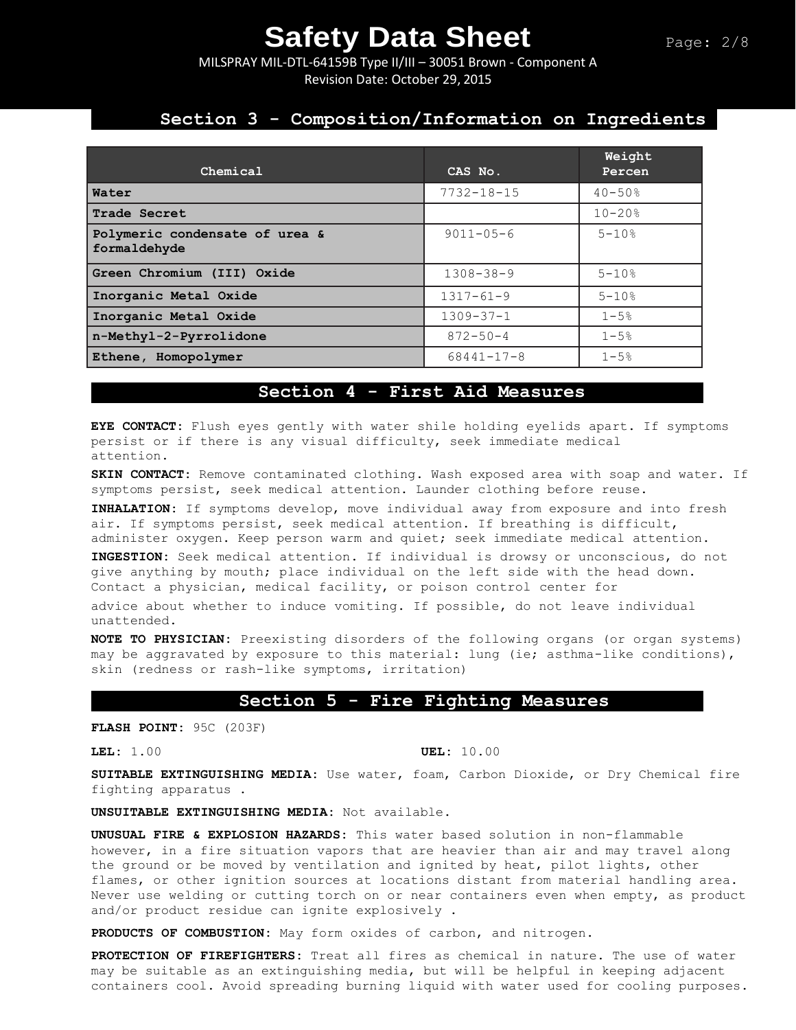## Section 3 - Composition/Information on Ingredients

| Chemical | CAS No. | Weight Percen |
|---|---|---|
| **Water** | 7732-18-15 | 40-50% |
| **Trade Secret** | | 10-20% |
| **Polymeric condensate of urea & formaldehyde** | 9011-05-6 | 5-10% |
| **Green Chromium (III) Oxide** | 1308-38-9 | 5-10% |
| **Inorganic Metal Oxide** | 1317-61-9 | 5-10% |
| **Inorganic Metal Oxide** | 1309-37-1 | 1-5% |
| **n-Methyl-2-Pyrrolidone** | 872-50-4 | 1-5% |
| **Ethene, Homopolymer** | 68441-17-8 | 1-5% |

## Section 4 - First Aid Measures

**EYE CONTACT:** Flush eyes gently with water shile holding eyelids apart. If symptoms persist or if there is any visual difficulty, seek immediate medical attention.

**SKIN CONTACT:** Remove contaminated clothing. Wash exposed area with soap and water. If symptoms persist, seek medical attention. Launder clothing before reuse.

**INHALATION:** If symptoms develop, move individual away from exposure and into fresh air. If symptoms persist, seek medical attention. If breathing is difficult, administer oxygen. Keep person warm and quiet; seek immediate medical attention.

**INGESTION:** Seek medical attention. If individual is drowsy or unconscious, do not give anything by mouth; place individual on the left side with the head down. Contact a physician, medical facility, or poison control center for advice about whether to induce vomiting. If possible, do not leave individual unattended.

**NOTE TO PHYSICIAN:** Preexisting disorders of the following organs (or organ systems) may be aggravated by exposure to this material: lung (ie; asthma-like conditions), skin (redness or rash-like symptoms, irritation)

## Section 5 - Fire Fighting Measures

**FLASH POINT:** 95C (203F)

**LEL:** 1.00 **UEL:** 10.00

**SUITABLE EXTINGUISHING MEDIA:** Use water, foam, Carbon Dioxide, or Dry Chemical fire fighting apparatus .

**UNSUITABLE EXTINGUISHING MEDIA:** Not available.

**UNUSUAL FIRE & EXPLOSION HAZARDS:** This water based solution in non-flammable however, in a fire situation vapors that are heavier than air and may travel along the ground or be moved by ventilation and ignited by heat, pilot lights, other flames, or other ignition sources at locations distant from material handling area. Never use welding or cutting torch on or near containers even when empty, as product and/or product residue can ignite explosively .

**PRODUCTS OF COMBUSTION:** May form oxides of carbon, and nitrogen.

**PROTECTION OF FIREFIGHTERS:** Treat all fires as chemical in nature. The use of water may be suitable as an extinguishing media, but will be helpful in keeping adjacent containers cool. Avoid spreading burning liquid with water used for cooling purposes.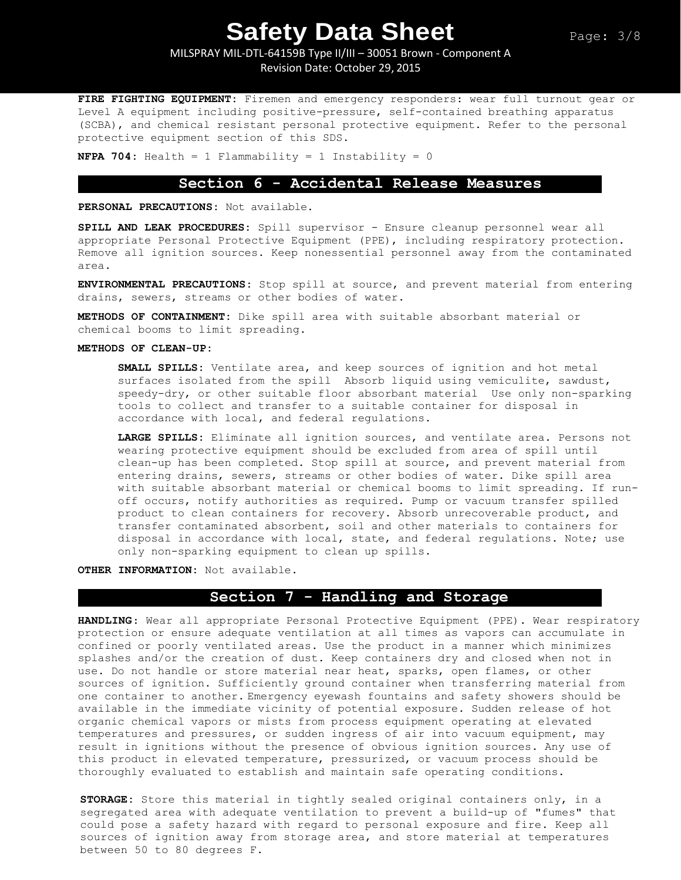**FIRE FIGHTING EQUIPMENT:** Firemen and emergency responders: wear full turnout gear or Level A equipment including positive-pressure, self-contained breathing apparatus (SCBA), and chemical resistant personal protective equipment. Refer to the personal protective equipment section of this SDS.

**NFPA 704:** Health = 1 Flammability = 1 Instability = 0

## Section 6 - Accidental Release Measures

**PERSONAL PRECAUTIONS:** Not available.

**SPILL AND LEAK PROCEDURES:** Spill supervisor - Ensure cleanup personnel wear all appropriate Personal Protective Equipment (PPE), including respiratory protection. Remove all ignition sources. Keep nonessential personnel away from the contaminated area.

**ENVIRONMENTAL PRECAUTIONS:** Stop spill at source, and prevent material from entering drains, sewers, streams or other bodies of water.

**METHODS OF CONTAINMENT:** Dike spill area with suitable absorbant material or chemical booms to limit spreading.

**METHODS OF CLEAN-UP:**

**SMALL SPILLS:** Ventilate area, and keep sources of ignition and hot metal surfaces isolated from the spill Absorb liquid using vemiculite, sawdust, speedy-dry, or other suitable floor absorbant material Use only non-sparking tools to collect and transfer to a suitable container for disposal in accordance with local, and federal regulations.

**LARGE SPILLS:** Eliminate all ignition sources, and ventilate area. Persons not wearing protective equipment should be excluded from area of spill until clean-up has been completed. Stop spill at source, and prevent material from entering drains, sewers, streams or other bodies of water. Dike spill area with suitable absorbant material or chemical booms to limit spreading. If run-off occurs, notify authorities as required. Pump or vacuum transfer spilled product to clean containers for recovery. Absorb unrecoverable product, and transfer contaminated absorbent, soil and other materials to containers for disposal in accordance with local, state, and federal regulations. Note; use only non-sparking equipment to clean up spills.

**OTHER INFORMATION:** Not available.

## Section 7 - Handling and Storage

**HANDLING:** Wear all appropriate Personal Protective Equipment (PPE). Wear respiratory protection or ensure adequate ventilation at all times as vapors can accumulate in confined or poorly ventilated areas. Use the product in a manner which minimizes splashes and/or the creation of dust. Keep containers dry and closed when not in use. Do not handle or store material near heat, sparks, open flames, or other sources of ignition. Sufficiently ground container when transferring material from one container to another. Emergency eyewash fountains and safety showers should be available in the immediate vicinity of potential exposure. Sudden release of hot organic chemical vapors or mists from process equipment operating at elevated temperatures and pressures, or sudden ingress of air into vacuum equipment, may result in ignitions without the presence of obvious ignition sources. Any use of this product in elevated temperature, pressurized, or vacuum process should be thoroughly evaluated to establish and maintain safe operating conditions.

**STORAGE:** Store this material in tightly sealed original containers only, in a segregated area with adequate ventilation to prevent a build-up of "fumes" that could pose a safety hazard with regard to personal exposure and fire. Keep all sources of ignition away from storage area, and store material at temperatures between 50 to 80 degrees F.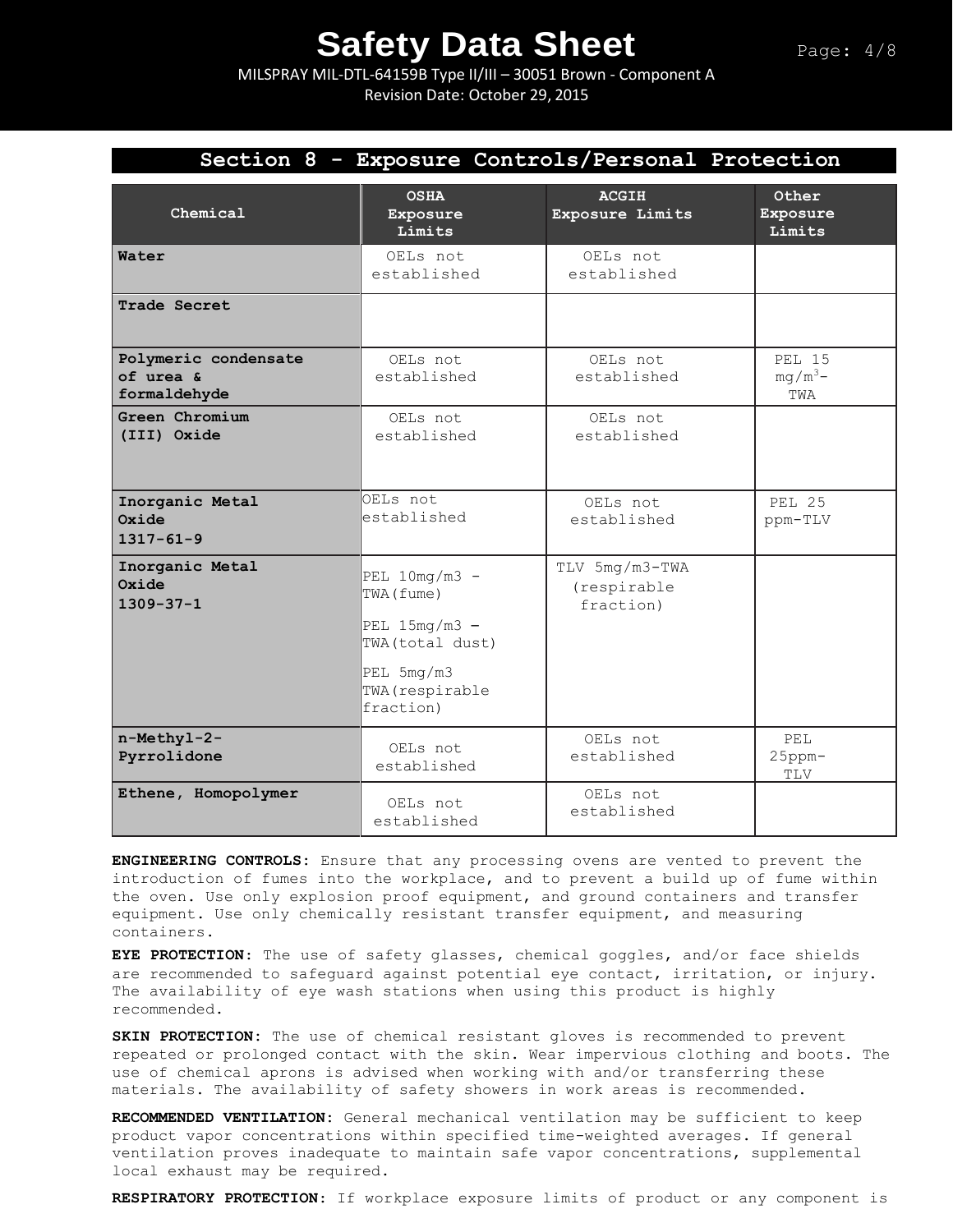## Section 8 - Exposure Controls/Personal Protection

| Chemical | OSHA Exposure Limits | ACGIH Exposure Limits | Other Exposure Limits |
|---|---|---|---|
| **Water** | OELs not established | OELs not established | |
| **Trade Secret** | | | |
| **Polymeric condensate of urea & formaldehyde** | OELs not established | OELs not established | PEL 15 $mg/m^3$-TWA |
| **Green Chromium (III) Oxide** | OELs not established | OELs not established | |
| **Inorganic Metal Oxide 1317-61-9** | OELs not established | OELs not established | PEL 25 ppm-TLV |
| **Inorganic Metal Oxide 1309-37-1** | PEL 10mg/m3 - TWA(fume)<br>PEL 15mg/m3 – TWA(total dust)<br>PEL 5mg/m3 TWA(respirable fraction) | TLV 5mg/m3-TWA (respirable fraction) | |
| **n-Methyl-2-Pyrrolidone** | OELs not established | OELs not established | PEL 25ppm-TLV |
| **Ethene, Homopolymer** | OELs not established | OELs not established | |

**ENGINEERING CONTROLS:** Ensure that any processing ovens are vented to prevent the introduction of fumes into the workplace, and to prevent a build up of fume within the oven. Use only explosion proof equipment, and ground containers and transfer equipment. Use only chemically resistant transfer equipment, and measuring containers.

**EYE PROTECTION:** The use of safety glasses, chemical goggles, and/or face shields are recommended to safeguard against potential eye contact, irritation, or injury. The availability of eye wash stations when using this product is highly recommended.

**SKIN PROTECTION:** The use of chemical resistant gloves is recommended to prevent repeated or prolonged contact with the skin. Wear impervious clothing and boots. The use of chemical aprons is advised when working with and/or transferring these materials. The availability of safety showers in work areas is recommended.

**RECOMMENDED VENTILATION:** General mechanical ventilation may be sufficient to keep product vapor concentrations within specified time-weighted averages. If general ventilation proves inadequate to maintain safe vapor concentrations, supplemental local exhaust may be required.

**RESPIRATORY PROTECTION:** If workplace exposure limits of product or any component is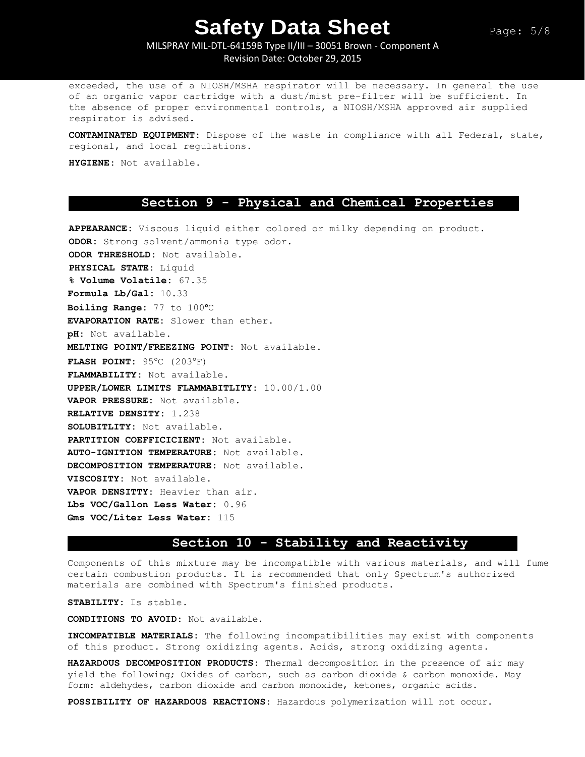exceeded, the use of a NIOSH/MSHA respirator will be necessary. In general the use of an organic vapor cartridge with a dust/mist pre-filter will be sufficient. In the absence of proper environmental controls, a NIOSH/MSHA approved air supplied respirator is advised.

**CONTAMINATED EQUIPMENT:** Dispose of the waste in compliance with all Federal, state, regional, and local regulations.

**HYGIENE:** Not available.

## Section 9 - Physical and Chemical Properties

**APPEARANCE:** Viscous liquid either colored or milky depending on product.
**ODOR:** Strong solvent/ammonia type odor.
**ODOR THRESHOLD:** Not available.
**PHYSICAL STATE:** Liquid
**% Volume Volatile:** 67.35
**Formula Lb/Gal:** 10.33
**Boiling Range:** 77 to 100ºC
**EVAPORATION RATE:** Slower than ether.
**pH:** Not available.
**MELTING POINT/FREEZING POINT:** Not available.
**FLASH POINT:** 95°C (203°F)
**FLAMMABILITY:** Not available.
**UPPER/LOWER LIMITS FLAMMABITLITY:** 10.00/1.00
**VAPOR PRESSURE:** Not available.
**RELATIVE DENSITY:** 1.238
**SOLUBITLITY:** Not available.
**PARTITION COEFFICICIENT:** Not available.
**AUTO-IGNITION TEMPERATURE:** Not available.
**DECOMPOSITION TEMPERATURE:** Not available.
**VISCOSITY:** Not available.
**VAPOR DENSITTY:** Heavier than air.
**Lbs VOC/Gallon Less Water:** 0.96
**Gms VOC/Liter Less Water:** 115

## Section 10 - Stability and Reactivity

Components of this mixture may be incompatible with various materials, and will fume certain combustion products. It is recommended that only Spectrum's authorized materials are combined with Spectrum's finished products.

**STABILITY:** Is stable.

**CONDITIONS TO AVOID:** Not available.

**INCOMPATIBLE MATERIALS:** The following incompatibilities may exist with components of this product. Strong oxidizing agents. Acids, strong oxidizing agents.

**HAZARDOUS DECOMPOSITION PRODUCTS:** Thermal decomposition in the presence of air may yield the following; Oxides of carbon, such as carbon dioxide & carbon monoxide. May form: aldehydes, carbon dioxide and carbon monoxide, ketones, organic acids.

**POSSIBILITY OF HAZARDOUS REACTIONS:** Hazardous polymerization will not occur.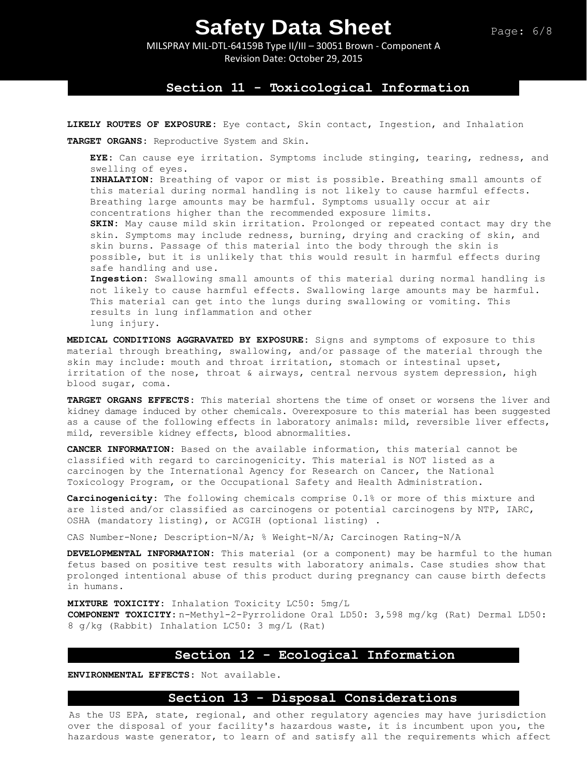## Section 11 - Toxicological Information

**LIKELY ROUTES OF EXPOSURE:** Eye contact, Skin contact, Ingestion, and Inhalation

**TARGET ORGANS:** Reproductive System and Skin.

**EYE:** Can cause eye irritation. Symptoms include stinging, tearing, redness, and swelling of eyes.
**INHALATION:** Breathing of vapor or mist is possible. Breathing small amounts of this material during normal handling is not likely to cause harmful effects. Breathing large amounts may be harmful. Symptoms usually occur at air concentrations higher than the recommended exposure limits.
**SKIN:** May cause mild skin irritation. Prolonged or repeated contact may dry the skin. Symptoms may include redness, burning, drying and cracking of skin, and skin burns. Passage of this material into the body through the skin is possible, but it is unlikely that this would result in harmful effects during safe handling and use.
**Ingestion:** Swallowing small amounts of this material during normal handling is not likely to cause harmful effects. Swallowing large amounts may be harmful. This material can get into the lungs during swallowing or vomiting. This results in lung inflammation and other lung injury.

**MEDICAL CONDITIONS AGGRAVATED BY EXPOSURE:** Signs and symptoms of exposure to this material through breathing, swallowing, and/or passage of the material through the skin may include: mouth and throat irritation, stomach or intestinal upset, irritation of the nose, throat & airways, central nervous system depression, high blood sugar, coma.

**TARGET ORGANS EFFECTS:** This material shortens the time of onset or worsens the liver and kidney damage induced by other chemicals. Overexposure to this material has been suggested as a cause of the following effects in laboratory animals: mild, reversible liver effects, mild, reversible kidney effects, blood abnormalities.

**CANCER INFORMATION:** Based on the available information, this material cannot be classified with regard to carcinogenicity. This material is NOT listed as a carcinogen by the International Agency for Research on Cancer, the National Toxicology Program, or the Occupational Safety and Health Administration.

**Carcinogenicity:** The following chemicals comprise 0.1% or more of this mixture and are listed and/or classified as carcinogens or potential carcinogens by NTP, IARC, OSHA (mandatory listing), or ACGIH (optional listing) .

CAS Number-None; Description-N/A; % Weight-N/A; Carcinogen Rating-N/A

**DEVELOPMENTAL INFORMATION:** This material (or a component) may be harmful to the human fetus based on positive test results with laboratory animals. Case studies show that prolonged intentional abuse of this product during pregnancy can cause birth defects in humans.

**MIXTURE TOXICITY:** Inhalation Toxicity LC50: 5mg/L
**COMPONENT TOXICITY:** n-Methyl-2-Pyrrolidone Oral LD50: 3,598 mg/kg (Rat) Dermal LD50: 8 g/kg (Rabbit) Inhalation LC50: 3 mg/L (Rat)

## Section 12 - Ecological Information

**ENVIRONMENTAL EFFECTS:** Not available.

## Section 13 - Disposal Considerations

As the US EPA, state, regional, and other regulatory agencies may have jurisdiction over the disposal of your facility's hazardous waste, it is incumbent upon you, the hazardous waste generator, to learn of and satisfy all the requirements which affect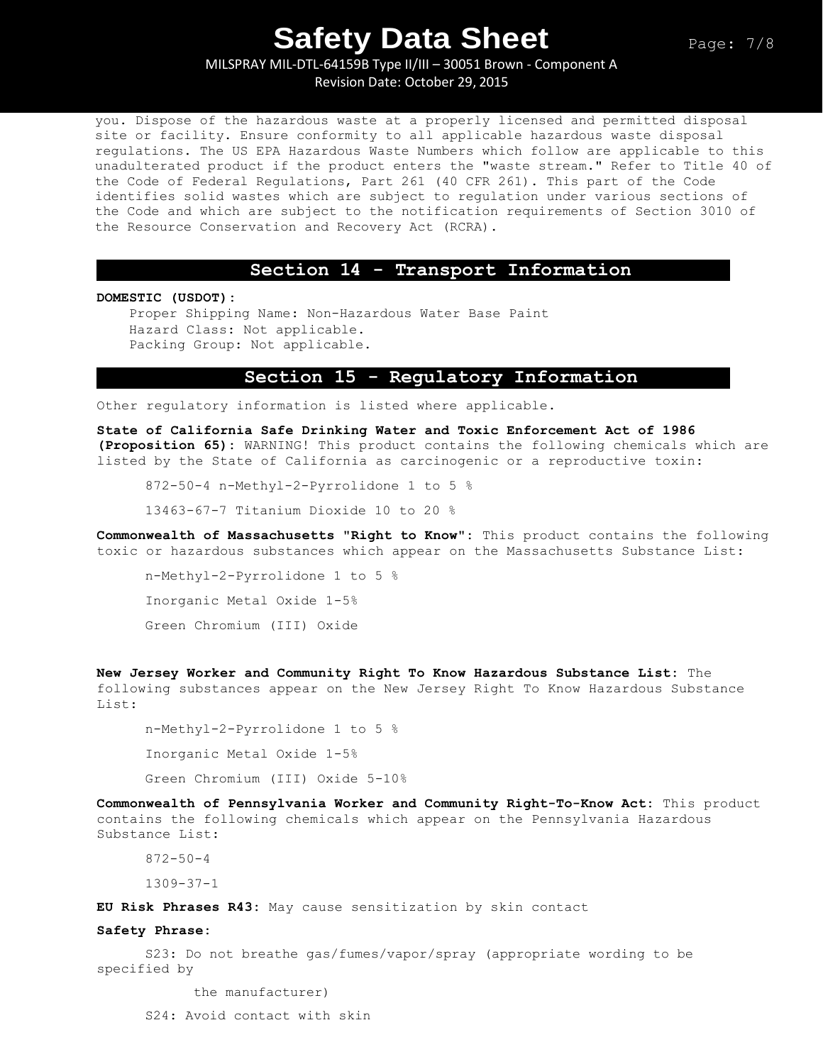you. Dispose of the hazardous waste at a properly licensed and permitted disposal site or facility. Ensure conformity to all applicable hazardous waste disposal regulations. The US EPA Hazardous Waste Numbers which follow are applicable to this unadulterated product if the product enters the "waste stream." Refer to Title 40 of the Code of Federal Regulations, Part 261 (40 CFR 261). This part of the Code identifies solid wastes which are subject to regulation under various sections of the Code and which are subject to the notification requirements of Section 3010 of the Resource Conservation and Recovery Act (RCRA).

## Section 14 - Transport Information

**DOMESTIC (USDOT):**

Proper Shipping Name: Non-Hazardous Water Base Paint
Hazard Class: Not applicable.
Packing Group: Not applicable.

## Section 15 - Regulatory Information

Other regulatory information is listed where applicable.

**State of California Safe Drinking Water and Toxic Enforcement Act of 1986 (Proposition 65):** WARNING! This product contains the following chemicals which are listed by the State of California as carcinogenic or a reproductive toxin:

872-50-4 n-Methyl-2-Pyrrolidone 1 to 5 %

13463-67-7 Titanium Dioxide 10 to 20 %

**Commonwealth of Massachusetts "Right to Know":** This product contains the following toxic or hazardous substances which appear on the Massachusetts Substance List:

n-Methyl-2-Pyrrolidone 1 to 5 %

Inorganic Metal Oxide 1-5%

Green Chromium (III) Oxide

**New Jersey Worker and Community Right To Know Hazardous Substance List:** The following substances appear on the New Jersey Right To Know Hazardous Substance List:

n-Methyl-2-Pyrrolidone 1 to 5 %

Inorganic Metal Oxide 1-5%

Green Chromium (III) Oxide 5-10%

**Commonwealth of Pennsylvania Worker and Community Right-To-Know Act:** This product contains the following chemicals which appear on the Pennsylvania Hazardous Substance List:

872-50-4

1309-37-1

**EU Risk Phrases R43:** May cause sensitization by skin contact

**Safety Phrase:**

S23: Do not breathe gas/fumes/vapor/spray (appropriate wording to be specified by the manufacturer)

S24: Avoid contact with skin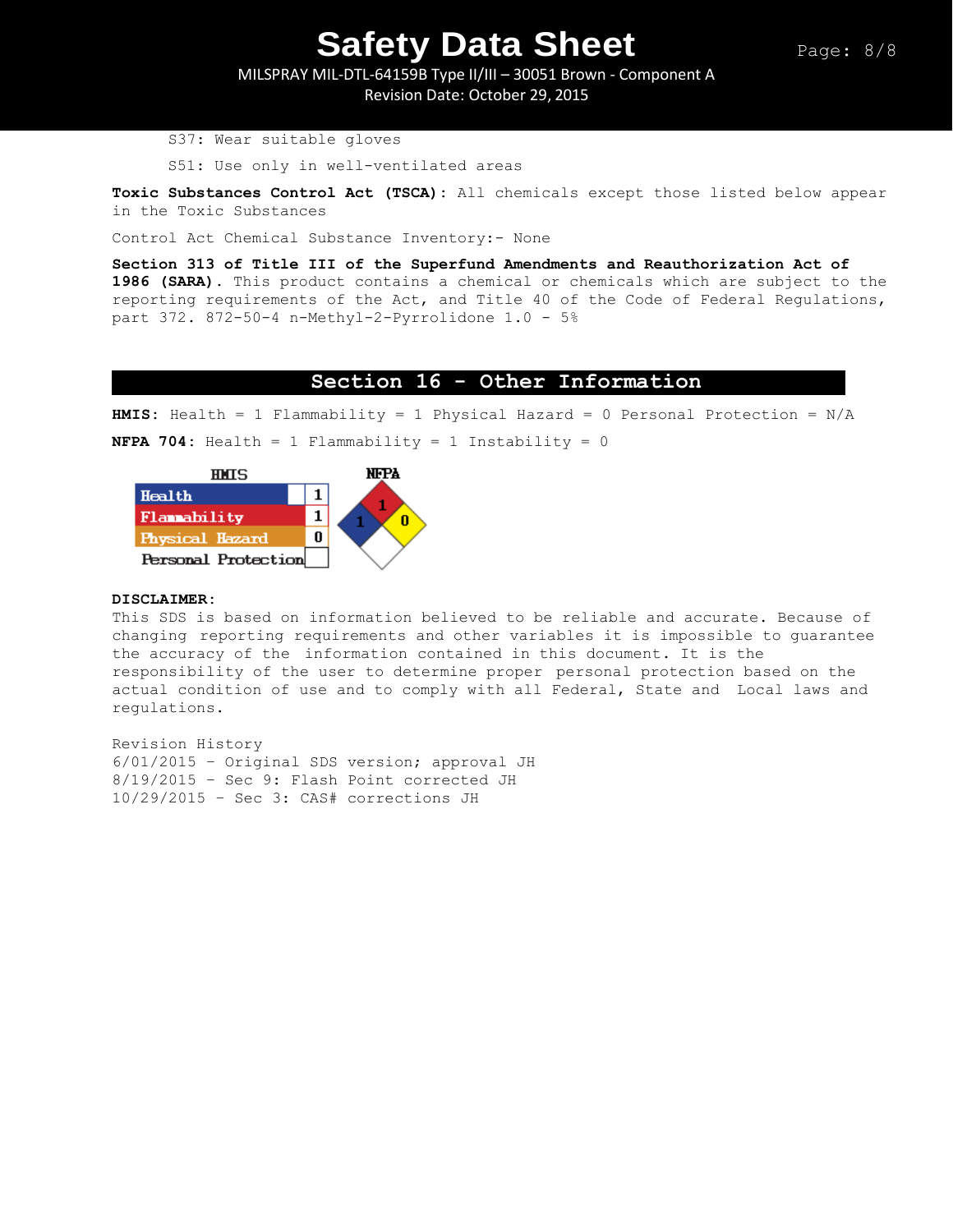S37: Wear suitable gloves

S51: Use only in well-ventilated areas

**Toxic Substances Control Act (TSCA):** All chemicals except those listed below appear in the Toxic Substances

Control Act Chemical Substance Inventory:- None

**Section 313 of Title III of the Superfund Amendments and Reauthorization Act of 1986 (SARA).** This product contains a chemical or chemicals which are subject to the reporting requirements of the Act, and Title 40 of the Code of Federal Regulations, part 372. 872-50-4 n-Methyl-2-Pyrrolidone 1.0 - 5%

## Section 16 - Other Information

**HMIS:** Health = 1 Flammability = 1 Physical Hazard = 0 Personal Protection = N/A

**NFPA 704:** Health = 1 Flammability = 1 Instability = 0

HMIS

| | |
|---|---|
| Health | 1 |
| Flammability | 1 |
| Physical Hazard | 0 |
| Personal Protection | |

NFPA

1
1
0

**DISCLAIMER:**
This SDS is based on information believed to be reliable and accurate. Because of changing reporting requirements and other variables it is impossible to guarantee the accuracy of the information contained in this document. It is the responsibility of the user to determine proper personal protection based on the actual condition of use and to comply with all Federal, State and Local laws and regulations.

Revision History
6/01/2015 – Original SDS version; approval JH
8/19/2015 – Sec 9: Flash Point corrected JH
10/29/2015 – Sec 3: CAS# corrections JH